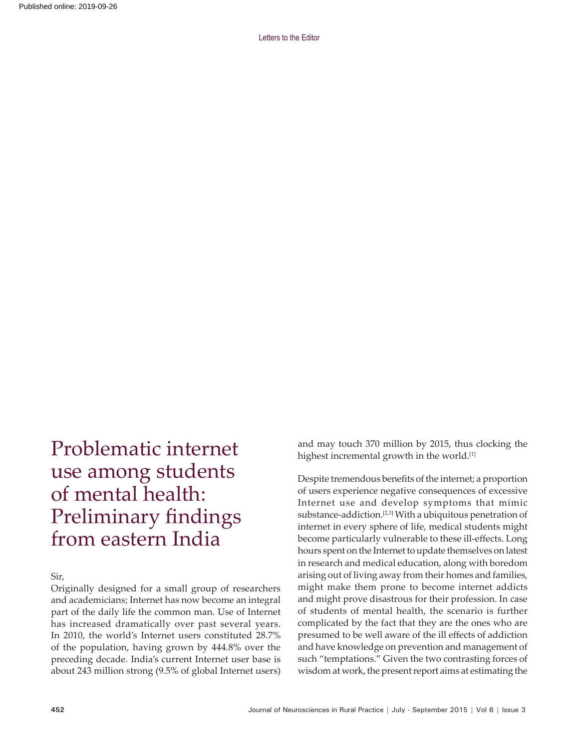# Problematic internet use among students of mental health: Preliminary findings from eastern India

Sir,

Originally designed for a small group of researchers and academicians; Internet has now become an integral part of the daily life the common man. Use of Internet has increased dramatically over past several years. In 2010, the world's Internet users constituted 28.7% of the population, having grown by 444.8% over the preceding decade. India's current Internet user base is about 243 million strong (9.5% of global Internet users) and may touch 370 million by 2015, thus clocking the highest incremental growth in the world.[1]

Despite tremendous benefits of the internet; a proportion of users experience negative consequences of excessive Internet use and develop symptoms that mimic substance-addiction.[2,3] With a ubiquitous penetration of internet in every sphere of life, medical students might become particularly vulnerable to these ill-effects. Long hours spent on the Internet to update themselves on latest in research and medical education, along with boredom arising out of living away from their homes and families, might make them prone to become internet addicts and might prove disastrous for their profession. In case of students of mental health, the scenario is further complicated by the fact that they are the ones who are presumed to be well aware of the ill effects of addiction and have knowledge on prevention and management of such "temptations." Given the two contrasting forces of wisdom at work, the present report aims at estimating the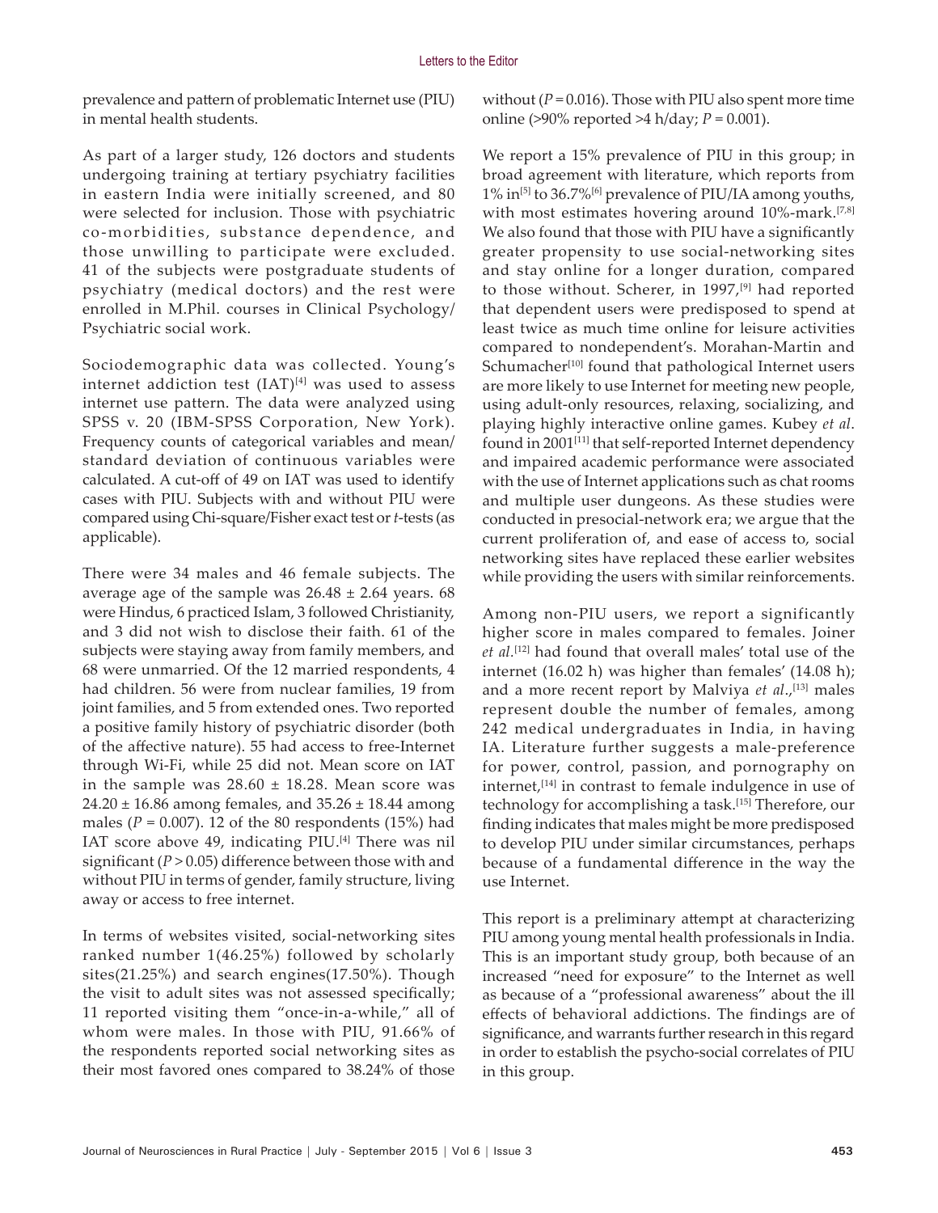prevalence and pattern of problematic Internet use (PIU) in mental health students.

As part of a larger study, 126 doctors and students undergoing training at tertiary psychiatry facilities in eastern India were initially screened, and 80 were selected for inclusion. Those with psychiatric co-morbidities, substance dependence, and those unwilling to participate were excluded. 41 of the subjects were postgraduate students of psychiatry (medical doctors) and the rest were enrolled in M.Phil. courses in Clinical Psychology/ Psychiatric social work.

Sociodemographic data was collected. Young's internet addiction test (IAT)[4] was used to assess internet use pattern. The data were analyzed using SPSS v. 20 (IBM-SPSS Corporation, New York). Frequency counts of categorical variables and mean/ standard deviation of continuous variables were calculated. A cut-off of 49 on IAT was used to identify cases with PIU. Subjects with and without PIU were compared using Chi-square/Fisher exact test or *t*-tests (as applicable).

There were 34 males and 46 female subjects. The average age of the sample was 26.48 ± 2.64 years. 68 were Hindus, 6 practiced Islam, 3 followed Christianity, and 3 did not wish to disclose their faith. 61 of the subjects were staying away from family members, and 68 were unmarried. Of the 12 married respondents, 4 had children. 56 were from nuclear families, 19 from joint families, and 5 from extended ones. Two reported a positive family history of psychiatric disorder (both of the affective nature). 55 had access to free-Internet through Wi-Fi, while 25 did not. Mean score on IAT in the sample was 28.60 ± 18.28. Mean score was 24.20 ± 16.86 among females, and 35.26 ± 18.44 among males ($P = 0.007$). 12 of the 80 respondents (15%) had IAT score above 49, indicating PIU.[4] There was nil significant ($P > 0.05$) difference between those with and without PIU in terms of gender, family structure, living away or access to free internet.

In terms of websites visited, social-networking sites ranked number 1(46.25%) followed by scholarly sites(21.25%) and search engines(17.50%). Though the visit to adult sites was not assessed specifically; 11 reported visiting them "once-in-a-while," all of whom were males. In those with PIU, 91.66% of the respondents reported social networking sites as their most favored ones compared to 38.24% of those without ($P = 0.016$). Those with PIU also spent more time online (>90% reported >4 h/day; $P = 0.001$).

We report a 15% prevalence of PIU in this group; in broad agreement with literature, which reports from 1% in[5] to 36.7%[6] prevalence of PIU/IA among youths, with most estimates hovering around 10%-mark.[7,8] We also found that those with PIU have a significantly greater propensity to use social-networking sites and stay online for a longer duration, compared to those without. Scherer, in 1997,[9] had reported that dependent users were predisposed to spend at least twice as much time online for leisure activities compared to nondependent's. Morahan-Martin and Schumacher[10] found that pathological Internet users are more likely to use Internet for meeting new people, using adult-only resources, relaxing, socializing, and playing highly interactive online games. Kubey *et al*. found in 2001[11] that self-reported Internet dependency and impaired academic performance were associated with the use of Internet applications such as chat rooms and multiple user dungeons. As these studies were conducted in presocial-network era; we argue that the current proliferation of, and ease of access to, social networking sites have replaced these earlier websites while providing the users with similar reinforcements.

Among non-PIU users, we report a significantly higher score in males compared to females. Joiner *et al*.[12] had found that overall males' total use of the internet (16.02 h) was higher than females' (14.08 h); and a more recent report by Malviya *et al*.,[13] males represent double the number of females, among 242 medical undergraduates in India, in having IA. Literature further suggests a male-preference for power, control, passion, and pornography on internet,[14] in contrast to female indulgence in use of technology for accomplishing a task.[15] Therefore, our finding indicates that males might be more predisposed to develop PIU under similar circumstances, perhaps because of a fundamental difference in the way the use Internet.

This report is a preliminary attempt at characterizing PIU among young mental health professionals in India. This is an important study group, both because of an increased "need for exposure" to the Internet as well as because of a "professional awareness" about the ill effects of behavioral addictions. The findings are of significance, and warrants further research in this regard in order to establish the psycho-social correlates of PIU in this group.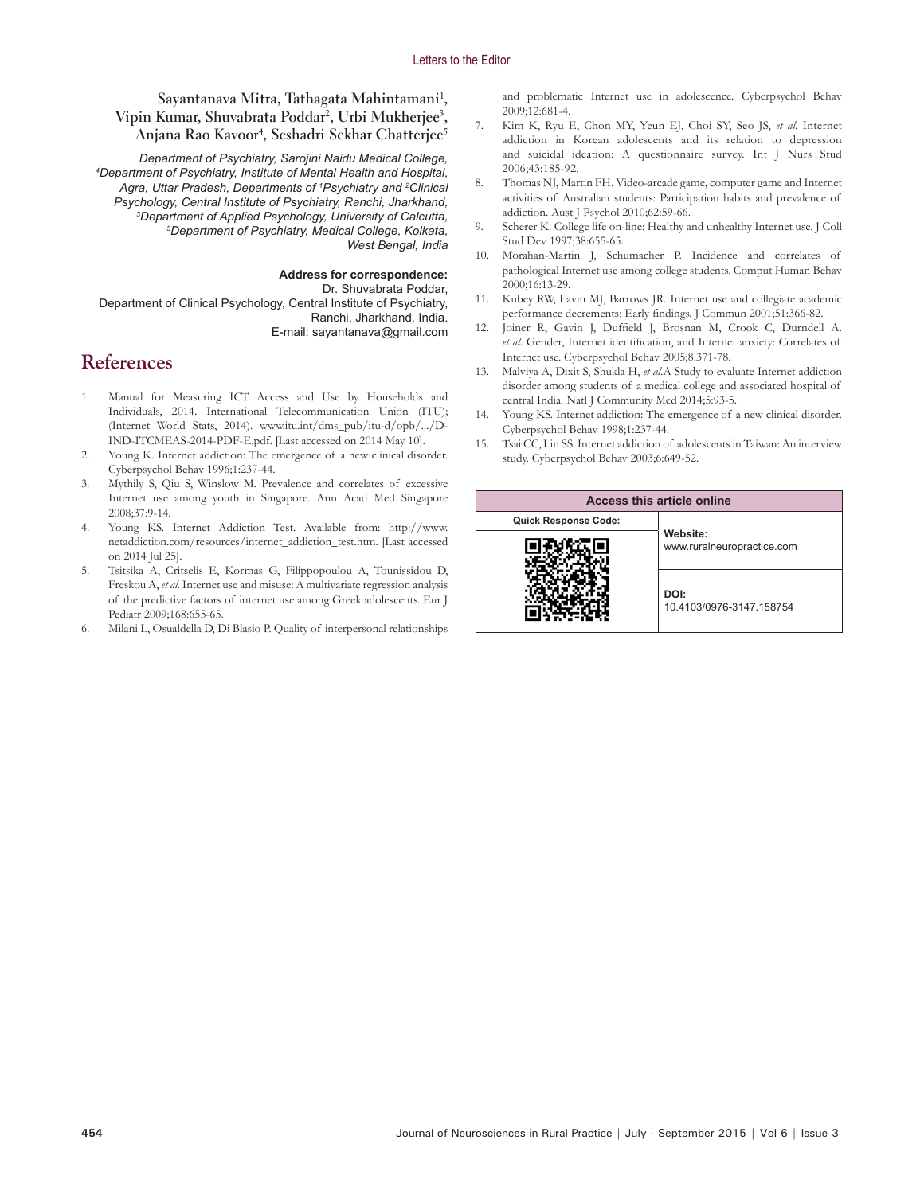**Sayantanava Mitra, Tathagata Mahintamani[1], Vipin Kumar, Shuvabrata Poddar[2], Urbi Mukherjee[3], Anjana Rao Kavoor[4], Seshadri Sekhar Chatterjee[5]**

*Department of Psychiatry, Sarojini Naidu Medical College, [4]Department of Psychiatry, Institute of Mental Health and Hospital, Agra, Uttar Pradesh, Departments of [1]Psychiatry and [2]Clinical Psychology, Central Institute of Psychiatry, Ranchi, Jharkhand, [3]Department of Applied Psychology, University of Calcutta, [5]Department of Psychiatry, Medical College, Kolkata, West Bengal, India*

**Address for correspondence:**
Dr. Shuvabrata Poddar,
Department of Clinical Psychology, Central Institute of Psychiatry,
Ranchi, Jharkhand, India.
E-mail: sayantanava@gmail.com

## References

1. Manual for Measuring ICT Access and Use by Households and Individuals, 2014. International Telecommunication Union (ITU); (Internet World Stats, 2014). www.itu.int/dms_pub/itu-d/opb/.../D-IND-ITCMEAS-2014-PDF-E.pdf. [Last accessed on 2014 May 10].
2. Young K. Internet addiction: The emergence of a new clinical disorder. Cyberpsychol Behav 1996;1:237-44.
3. Mythily S, Qiu S, Winslow M. Prevalence and correlates of excessive Internet use among youth in Singapore. Ann Acad Med Singapore 2008;37:9-14.
4. Young KS. Internet Addiction Test. Available from: http://www.netaddiction.com/resources/internet_addiction_test.htm. [Last accessed on 2014 Jul 25].
5. Tsitsika A, Critselis E, Kormas G, Filippopoulou A, Tounissidou D, Freskou A, *et al*. Internet use and misuse: A multivariate regression analysis of the predictive factors of internet use among Greek adolescents. Eur J Pediatr 2009;168:655-65.
6. Milani L, Osualdella D, Di Blasio P. Quality of interpersonal relationships and problematic Internet use in adolescence. Cyberpsychol Behav 2009;12:681-4.
7. Kim K, Ryu E, Chon MY, Yeun EJ, Choi SY, Seo JS, *et al*. Internet addiction in Korean adolescents and its relation to depression and suicidal ideation: A questionnaire survey. Int J Nurs Stud 2006;43:185-92.
8. Thomas NJ, Martin FH. Video-arcade game, computer game and Internet activities of Australian students: Participation habits and prevalence of addiction. Aust J Psychol 2010;62:59-66.
9. Scherer K. College life on-line: Healthy and unhealthy Internet use. J Coll Stud Dev 1997;38:655-65.
10. Morahan-Martin J, Schumacher P. Incidence and correlates of pathological Internet use among college students. Comput Human Behav 2000;16:13-29.
11. Kubey RW, Lavin MJ, Barrows JR. Internet use and collegiate academic performance decrements: Early findings. J Commun 2001;51:366-82.
12. Joiner R, Gavin J, Duffield J, Brosnan M, Crook C, Durndell A. *et al*. Gender, Internet identification, and Internet anxiety: Correlates of Internet use. Cyberpsychol Behav 2005;8:371-78.
13. Malviya A, Dixit S, Shukla H, *et al*.A Study to evaluate Internet addiction disorder among students of a medical college and associated hospital of central India. Natl J Community Med 2014;5:93-5.
14. Young KS. Internet addiction: The emergence of a new clinical disorder. Cyberpsychol Behav 1998;1:237-44.
15. Tsai CC, Lin SS. Internet addiction of adolescents in Taiwan: An interview study. Cyberpsychol Behav 2003;6:649-52.

| Access this article online | |
|---|---|
| Quick Response Code: | Website: www.ruralneuropractice.com |
| | DOI: 10.4103/0976-3147.158754 |